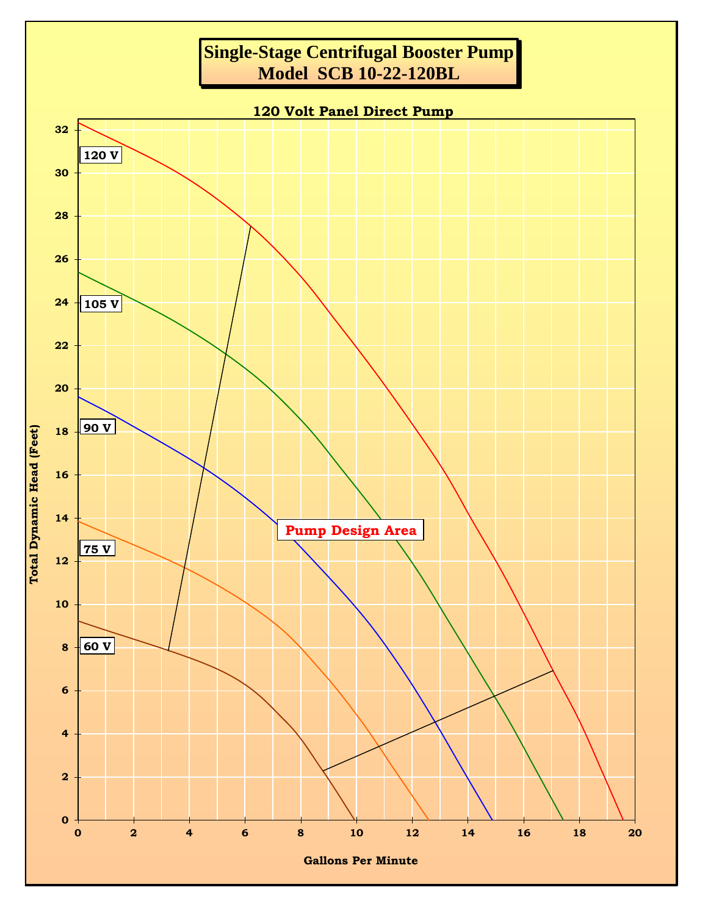# Single-Stage Centrifugal Booster Pump
# Model SCB 10-22-120BL

**120 Volt Panel Direct Pump**

120 V

105 V

90 V

75 V

60 V

Pump Design Area

Total Dynamic Head (Feet)

Gallons Per Minute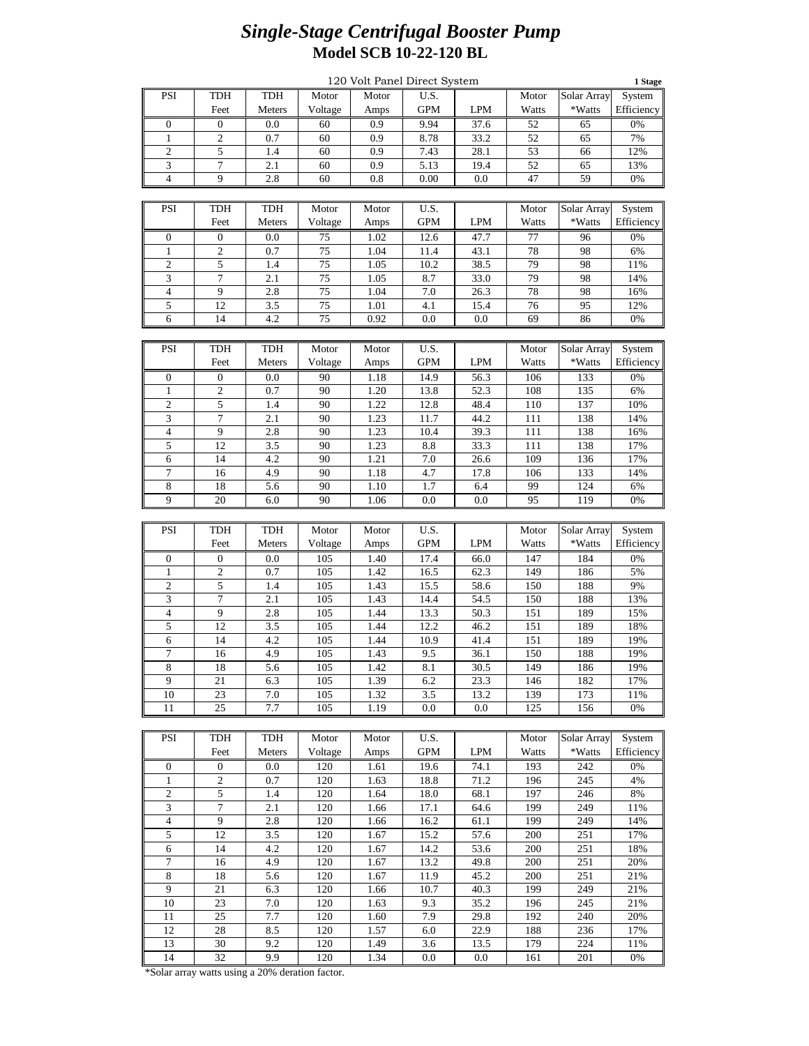# *Single-Stage Centrifugal Booster Pump*

## Model SCB 10-22-120 BL

120 Volt Panel Direct System — **1 Stage**

| PSI | TDH Feet | TDH Meters | Motor Voltage | Motor Amps | U.S. GPM | LPM | Motor Watts | Solar Array *Watts | System Efficiency |
|---|---|---|---|---|---|---|---|---|---|
| 0 | 0 | 0.0 | 60 | 0.9 | 9.94 | 37.6 | 52 | 65 | 0% |
| 1 | 2 | 0.7 | 60 | 0.9 | 8.78 | 33.2 | 52 | 65 | 7% |
| 2 | 5 | 1.4 | 60 | 0.9 | 7.43 | 28.1 | 53 | 66 | 12% |
| 3 | 7 | 2.1 | 60 | 0.9 | 5.13 | 19.4 | 52 | 65 | 13% |
| 4 | 9 | 2.8 | 60 | 0.8 | 0.00 | 0.0 | 47 | 59 | 0% |

| PSI | TDH Feet | TDH Meters | Motor Voltage | Motor Amps | U.S. GPM | LPM | Motor Watts | Solar Array *Watts | System Efficiency |
|---|---|---|---|---|---|---|---|---|---|
| 0 | 0 | 0.0 | 75 | 1.02 | 12.6 | 47.7 | 77 | 96 | 0% |
| 1 | 2 | 0.7 | 75 | 1.04 | 11.4 | 43.1 | 78 | 98 | 6% |
| 2 | 5 | 1.4 | 75 | 1.05 | 10.2 | 38.5 | 79 | 98 | 11% |
| 3 | 7 | 2.1 | 75 | 1.05 | 8.7 | 33.0 | 79 | 98 | 14% |
| 4 | 9 | 2.8 | 75 | 1.04 | 7.0 | 26.3 | 78 | 98 | 16% |
| 5 | 12 | 3.5 | 75 | 1.01 | 4.1 | 15.4 | 76 | 95 | 12% |
| 6 | 14 | 4.2 | 75 | 0.92 | 0.0 | 0.0 | 69 | 86 | 0% |

| PSI | TDH Feet | TDH Meters | Motor Voltage | Motor Amps | U.S. GPM | LPM | Motor Watts | Solar Array *Watts | System Efficiency |
|---|---|---|---|---|---|---|---|---|---|
| 0 | 0 | 0.0 | 90 | 1.18 | 14.9 | 56.3 | 106 | 133 | 0% |
| 1 | 2 | 0.7 | 90 | 1.20 | 13.8 | 52.3 | 108 | 135 | 6% |
| 2 | 5 | 1.4 | 90 | 1.22 | 12.8 | 48.4 | 110 | 137 | 10% |
| 3 | 7 | 2.1 | 90 | 1.23 | 11.7 | 44.2 | 111 | 138 | 14% |
| 4 | 9 | 2.8 | 90 | 1.23 | 10.4 | 39.3 | 111 | 138 | 16% |
| 5 | 12 | 3.5 | 90 | 1.23 | 8.8 | 33.3 | 111 | 138 | 17% |
| 6 | 14 | 4.2 | 90 | 1.21 | 7.0 | 26.6 | 109 | 136 | 17% |
| 7 | 16 | 4.9 | 90 | 1.18 | 4.7 | 17.8 | 106 | 133 | 14% |
| 8 | 18 | 5.6 | 90 | 1.10 | 1.7 | 6.4 | 99 | 124 | 6% |
| 9 | 20 | 6.0 | 90 | 1.06 | 0.0 | 0.0 | 95 | 119 | 0% |

| PSI | TDH Feet | TDH Meters | Motor Voltage | Motor Amps | U.S. GPM | LPM | Motor Watts | Solar Array *Watts | System Efficiency |
|---|---|---|---|---|---|---|---|---|---|
| 0 | 0 | 0.0 | 105 | 1.40 | 17.4 | 66.0 | 147 | 184 | 0% |
| 1 | 2 | 0.7 | 105 | 1.42 | 16.5 | 62.3 | 149 | 186 | 5% |
| 2 | 5 | 1.4 | 105 | 1.43 | 15.5 | 58.6 | 150 | 188 | 9% |
| 3 | 7 | 2.1 | 105 | 1.43 | 14.4 | 54.5 | 150 | 188 | 13% |
| 4 | 9 | 2.8 | 105 | 1.44 | 13.3 | 50.3 | 151 | 189 | 15% |
| 5 | 12 | 3.5 | 105 | 1.44 | 12.2 | 46.2 | 151 | 189 | 18% |
| 6 | 14 | 4.2 | 105 | 1.44 | 10.9 | 41.4 | 151 | 189 | 19% |
| 7 | 16 | 4.9 | 105 | 1.43 | 9.5 | 36.1 | 150 | 188 | 19% |
| 8 | 18 | 5.6 | 105 | 1.42 | 8.1 | 30.5 | 149 | 186 | 19% |
| 9 | 21 | 6.3 | 105 | 1.39 | 6.2 | 23.3 | 146 | 182 | 17% |
| 10 | 23 | 7.0 | 105 | 1.32 | 3.5 | 13.2 | 139 | 173 | 11% |
| 11 | 25 | 7.7 | 105 | 1.19 | 0.0 | 0.0 | 125 | 156 | 0% |

| PSI | TDH Feet | TDH Meters | Motor Voltage | Motor Amps | U.S. GPM | LPM | Motor Watts | Solar Array *Watts | System Efficiency |
|---|---|---|---|---|---|---|---|---|---|
| 0 | 0 | 0.0 | 120 | 1.61 | 19.6 | 74.1 | 193 | 242 | 0% |
| 1 | 2 | 0.7 | 120 | 1.63 | 18.8 | 71.2 | 196 | 245 | 4% |
| 2 | 5 | 1.4 | 120 | 1.64 | 18.0 | 68.1 | 197 | 246 | 8% |
| 3 | 7 | 2.1 | 120 | 1.66 | 17.1 | 64.6 | 199 | 249 | 11% |
| 4 | 9 | 2.8 | 120 | 1.66 | 16.2 | 61.1 | 199 | 249 | 14% |
| 5 | 12 | 3.5 | 120 | 1.67 | 15.2 | 57.6 | 200 | 251 | 17% |
| 6 | 14 | 4.2 | 120 | 1.67 | 14.2 | 53.6 | 200 | 251 | 18% |
| 7 | 16 | 4.9 | 120 | 1.67 | 13.2 | 49.8 | 200 | 251 | 20% |
| 8 | 18 | 5.6 | 120 | 1.67 | 11.9 | 45.2 | 200 | 251 | 21% |
| 9 | 21 | 6.3 | 120 | 1.66 | 10.7 | 40.3 | 199 | 249 | 21% |
| 10 | 23 | 7.0 | 120 | 1.63 | 9.3 | 35.2 | 196 | 245 | 21% |
| 11 | 25 | 7.7 | 120 | 1.60 | 7.9 | 29.8 | 192 | 240 | 20% |
| 12 | 28 | 8.5 | 120 | 1.57 | 6.0 | 22.9 | 188 | 236 | 17% |
| 13 | 30 | 9.2 | 120 | 1.49 | 3.6 | 13.5 | 179 | 224 | 11% |
| 14 | 32 | 9.9 | 120 | 1.34 | 0.0 | 0.0 | 161 | 201 | 0% |

*Solar array watts using a 20% deration factor.